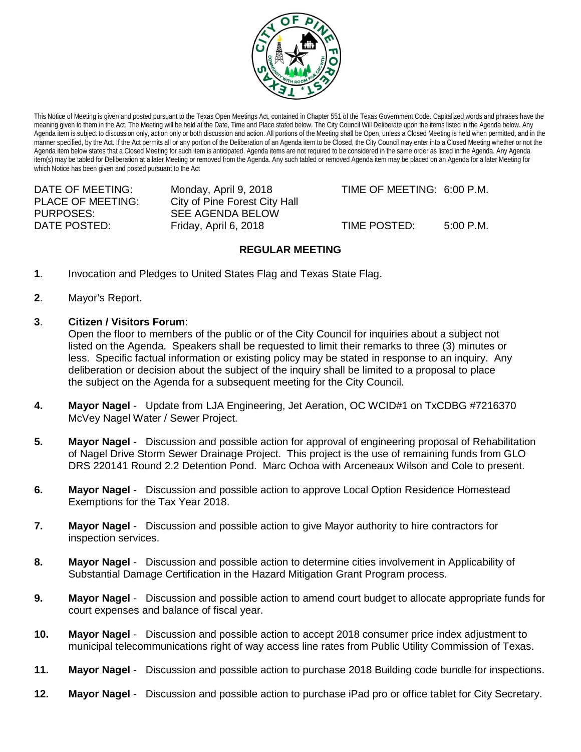This Notice of Meeting is given and posted pursuant to the Texas Open Meetings Act, contained in Chapter 551 of the Texas Government Code. Capitalized words and phrases have the meaning given to them in the Act. The Meeting will be held at the Date, Time and Place stated below. The City Council Will Deliberate upon the items listed in the Agenda below. Any Agenda item is subject to discussion only, action only or both discussion and action. All portions of the Meeting shall be Open, unless a Closed Meeting is held when permitted, and in the manner specified, by the Act. If the Act permits all or any portion of the Deliberation of an Agenda item to be Closed, the City Council may enter into a Closed Meeting whether or not the Agenda item below states that a Closed Meeting for such item is anticipated. Agenda items are not required to be considered in the same order as listed in the Agenda. Any Agenda item(s) may be tabled for Deliberation at a later Meeting or removed from the Agenda. Any such tabled or removed Agenda item may be placed on an Agenda for a later Meeting for which Notice has been given and posted pursuant to the Act

| | | | |
|---|---|---|---|
| DATE OF MEETING: | Monday, April 9, 2018 | TIME OF MEETING: | 6:00 P.M. |
| PLACE OF MEETING: | City of Pine Forest City Hall | | |
| PURPOSES: | SEE AGENDA BELOW | | |
| DATE POSTED: | Friday, April 6, 2018 | TIME POSTED: | 5:00 P.M. |

## REGULAR MEETING

**1**. Invocation and Pledges to United States Flag and Texas State Flag.

**2**. Mayor's Report.

**3**. **Citizen / Visitors Forum**:
Open the floor to members of the public or of the City Council for inquiries about a subject not listed on the Agenda. Speakers shall be requested to limit their remarks to three (3) minutes or less. Specific factual information or existing policy may be stated in response to an inquiry. Any deliberation or decision about the subject of the inquiry shall be limited to a proposal to place the subject on the Agenda for a subsequent meeting for the City Council.

**4. Mayor Nagel** - Update from LJA Engineering, Jet Aeration, OC WCID#1 on TxCDBG #7216370 McVey Nagel Water / Sewer Project.

**5. Mayor Nagel** - Discussion and possible action for approval of engineering proposal of Rehabilitation of Nagel Drive Storm Sewer Drainage Project. This project is the use of remaining funds from GLO DRS 220141 Round 2.2 Detention Pond. Marc Ochoa with Arceneaux Wilson and Cole to present.

**6. Mayor Nagel** - Discussion and possible action to approve Local Option Residence Homestead Exemptions for the Tax Year 2018.

**7. Mayor Nagel** - Discussion and possible action to give Mayor authority to hire contractors for inspection services.

**8. Mayor Nagel** - Discussion and possible action to determine cities involvement in Applicability of Substantial Damage Certification in the Hazard Mitigation Grant Program process.

**9. Mayor Nagel** - Discussion and possible action to amend court budget to allocate appropriate funds for court expenses and balance of fiscal year.

**10. Mayor Nagel** - Discussion and possible action to accept 2018 consumer price index adjustment to municipal telecommunications right of way access line rates from Public Utility Commission of Texas.

**11. Mayor Nagel** - Discussion and possible action to purchase 2018 Building code bundle for inspections.

**12. Mayor Nagel** - Discussion and possible action to purchase iPad pro or office tablet for City Secretary.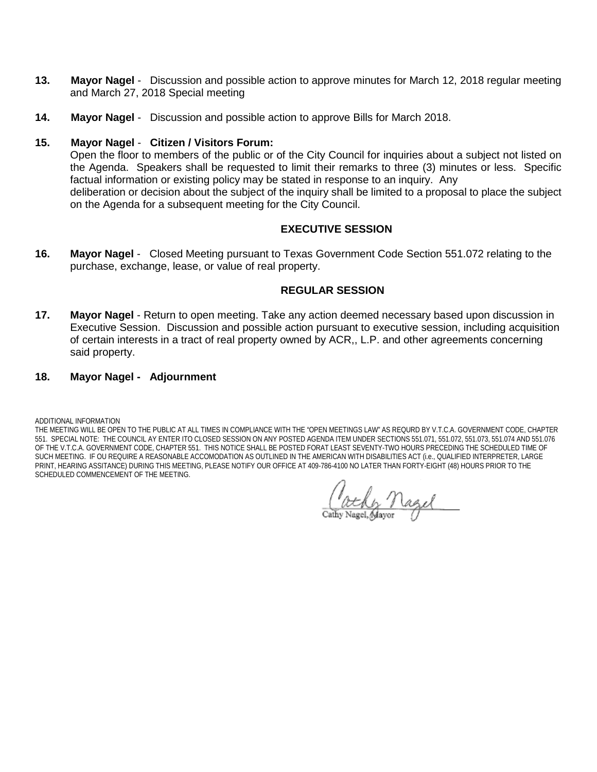**13.** **Mayor Nagel** - Discussion and possible action to approve minutes for March 12, 2018 regular meeting and March 27, 2018 Special meeting

**14.** **Mayor Nagel** - Discussion and possible action to approve Bills for March 2018.

**15.** **Mayor Nagel** - **Citizen / Visitors Forum:**
Open the floor to members of the public or of the City Council for inquiries about a subject not listed on the Agenda. Speakers shall be requested to limit their remarks to three (3) minutes or less. Specific factual information or existing policy may be stated in response to an inquiry. Any deliberation or decision about the subject of the inquiry shall be limited to a proposal to place the subject on the Agenda for a subsequent meeting for the City Council.

## EXECUTIVE SESSION

**16.** **Mayor Nagel** - Closed Meeting pursuant to Texas Government Code Section 551.072 relating to the purchase, exchange, lease, or value of real property.

## REGULAR SESSION

**17.** **Mayor Nagel** - Return to open meeting. Take any action deemed necessary based upon discussion in Executive Session. Discussion and possible action pursuant to executive session, including acquisition of certain interests in a tract of real property owned by ACR,, L.P. and other agreements concerning said property.

**18.** **Mayor Nagel - Adjournment**

ADDITIONAL INFORMATION
THE MEETING WILL BE OPEN TO THE PUBLIC AT ALL TIMES IN COMPLIANCE WITH THE "OPEN MEETINGS LAW" AS REQURD BY V.T.C.A. GOVERNMENT CODE, CHAPTER 551. SPECIAL NOTE: THE COUNCIL AY ENTER ITO CLOSED SESSION ON ANY POSTED AGENDA ITEM UNDER SECTIONS 551.071, 551.072, 551.073, 551.074 AND 551.076 OF THE V.T.C.A. GOVERNMENT CODE, CHAPTER 551. THIS NOTICE SHALL BE POSTED FORAT LEAST SEVENTY-TWO HOURS PRECEDING THE SCHEDULED TIME OF SUCH MEETING. IF OU REQUIRE A REASONABLE ACCOMODATION AS OUTLINED IN THE AMERICAN WITH DISABILITIES ACT (i.e., QUALIFIED INTERPRETER, LARGE PRINT, HEARING ASSITANCE) DURING THIS MEETING, PLEASE NOTIFY OUR OFFICE AT 409-786-4100 NO LATER THAN FORTY-EIGHT (48) HOURS PRIOR TO THE SCHEDULED COMMENCEMENT OF THE MEETING.

Cathy Nagel
Cathy Nagel, Mayor